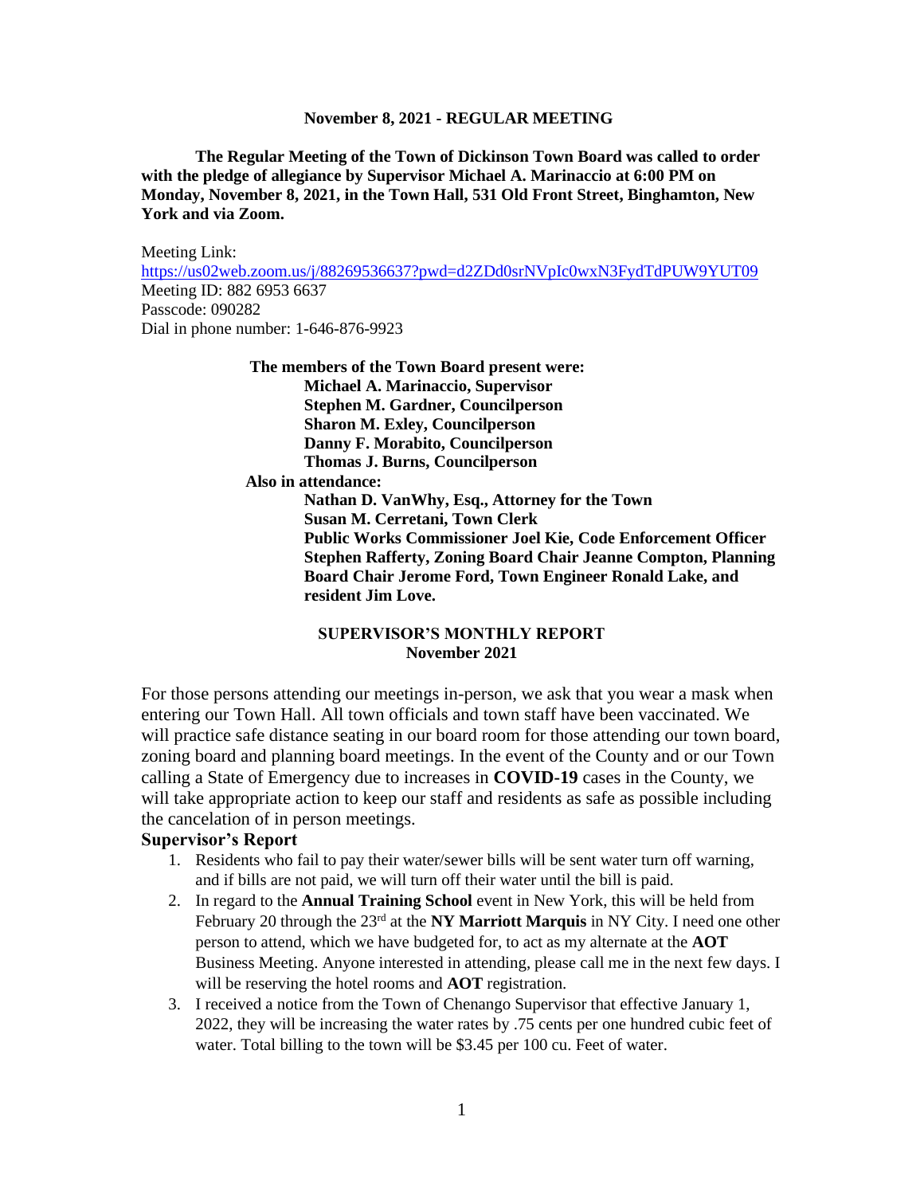**November 8, 2021 - REGULAR MEETING**

**The Regular Meeting of the Town of Dickinson Town Board was called to order with the pledge of allegiance by Supervisor Michael A. Marinaccio at 6:00 PM on Monday, November 8, 2021, in the Town Hall, 531 Old Front Street, Binghamton, New York and via Zoom.**

Meeting Link:
https://us02web.zoom.us/j/88269536637?pwd=d2ZDd0srNVpIc0wxN3FydTdPUW9YUT09
Meeting ID: 882 6953 6637
Passcode: 090282
Dial in phone number: 1-646-876-9923

**The members of the Town Board present were:**
**Michael A. Marinaccio, Supervisor**
**Stephen M. Gardner, Councilperson**
**Sharon M. Exley, Councilperson**
**Danny F. Morabito, Councilperson**
**Thomas J. Burns, Councilperson**

**Also in attendance:**
**Nathan D. VanWhy, Esq., Attorney for the Town**
**Susan M. Cerretani, Town Clerk**
**Public Works Commissioner Joel Kie, Code Enforcement Officer Stephen Rafferty, Zoning Board Chair Jeanne Compton, Planning Board Chair Jerome Ford, Town Engineer Ronald Lake, and resident Jim Love.**

**SUPERVISOR'S MONTHLY REPORT**
**November 2021**

For those persons attending our meetings in-person, we ask that you wear a mask when entering our Town Hall. All town officials and town staff have been vaccinated. We will practice safe distance seating in our board room for those attending our town board, zoning board and planning board meetings. In the event of the County and or our Town calling a State of Emergency due to increases in **COVID-19** cases in the County, we will take appropriate action to keep our staff and residents as safe as possible including the cancelation of in person meetings.

**Supervisor's Report**

1. Residents who fail to pay their water/sewer bills will be sent water turn off warning, and if bills are not paid, we will turn off their water until the bill is paid.
2. In regard to the **Annual Training School** event in New York, this will be held from February 20 through the 23rd at the **NY Marriott Marquis** in NY City. I need one other person to attend, which we have budgeted for, to act as my alternate at the **AOT** Business Meeting. Anyone interested in attending, please call me in the next few days. I will be reserving the hotel rooms and **AOT** registration.
3. I received a notice from the Town of Chenango Supervisor that effective January 1, 2022, they will be increasing the water rates by .75 cents per one hundred cubic feet of water. Total billing to the town will be $3.45 per 100 cu. Feet of water.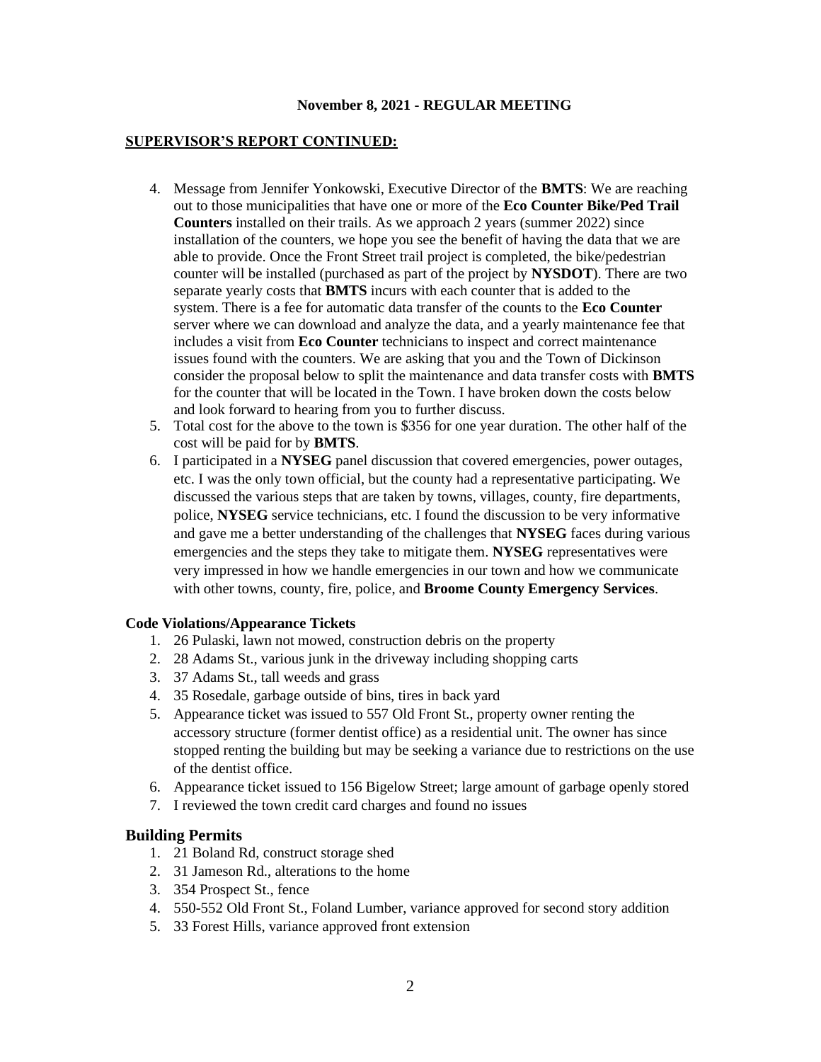**November 8, 2021 - REGULAR MEETING**

**SUPERVISOR'S REPORT CONTINUED:**

4. Message from Jennifer Yonkowski, Executive Director of the **BMTS**: We are reaching out to those municipalities that have one or more of the **Eco Counter Bike/Ped Trail Counters** installed on their trails. As we approach 2 years (summer 2022) since installation of the counters, we hope you see the benefit of having the data that we are able to provide. Once the Front Street trail project is completed, the bike/pedestrian counter will be installed (purchased as part of the project by **NYSDOT**). There are two separate yearly costs that **BMTS** incurs with each counter that is added to the system. There is a fee for automatic data transfer of the counts to the **Eco Counter** server where we can download and analyze the data, and a yearly maintenance fee that includes a visit from **Eco Counter** technicians to inspect and correct maintenance issues found with the counters. We are asking that you and the Town of Dickinson consider the proposal below to split the maintenance and data transfer costs with **BMTS** for the counter that will be located in the Town. I have broken down the costs below and look forward to hearing from you to further discuss.
5. Total cost for the above to the town is $356 for one year duration. The other half of the cost will be paid for by **BMTS**.
6. I participated in a **NYSEG** panel discussion that covered emergencies, power outages, etc. I was the only town official, but the county had a representative participating. We discussed the various steps that are taken by towns, villages, county, fire departments, police, **NYSEG** service technicians, etc. I found the discussion to be very informative and gave me a better understanding of the challenges that **NYSEG** faces during various emergencies and the steps they take to mitigate them. **NYSEG** representatives were very impressed in how we handle emergencies in our town and how we communicate with other towns, county, fire, police, and **Broome County Emergency Services**.

**Code Violations/Appearance Tickets**

1. 26 Pulaski, lawn not mowed, construction debris on the property
2. 28 Adams St., various junk in the driveway including shopping carts
3. 37 Adams St., tall weeds and grass
4. 35 Rosedale, garbage outside of bins, tires in back yard
5. Appearance ticket was issued to 557 Old Front St., property owner renting the accessory structure (former dentist office) as a residential unit. The owner has since stopped renting the building but may be seeking a variance due to restrictions on the use of the dentist office.
6. Appearance ticket issued to 156 Bigelow Street; large amount of garbage openly stored
7. I reviewed the town credit card charges and found no issues

### Building Permits

1. 21 Boland Rd, construct storage shed
2. 31 Jameson Rd., alterations to the home
3. 354 Prospect St., fence
4. 550-552 Old Front St., Foland Lumber, variance approved for second story addition
5. 33 Forest Hills, variance approved front extension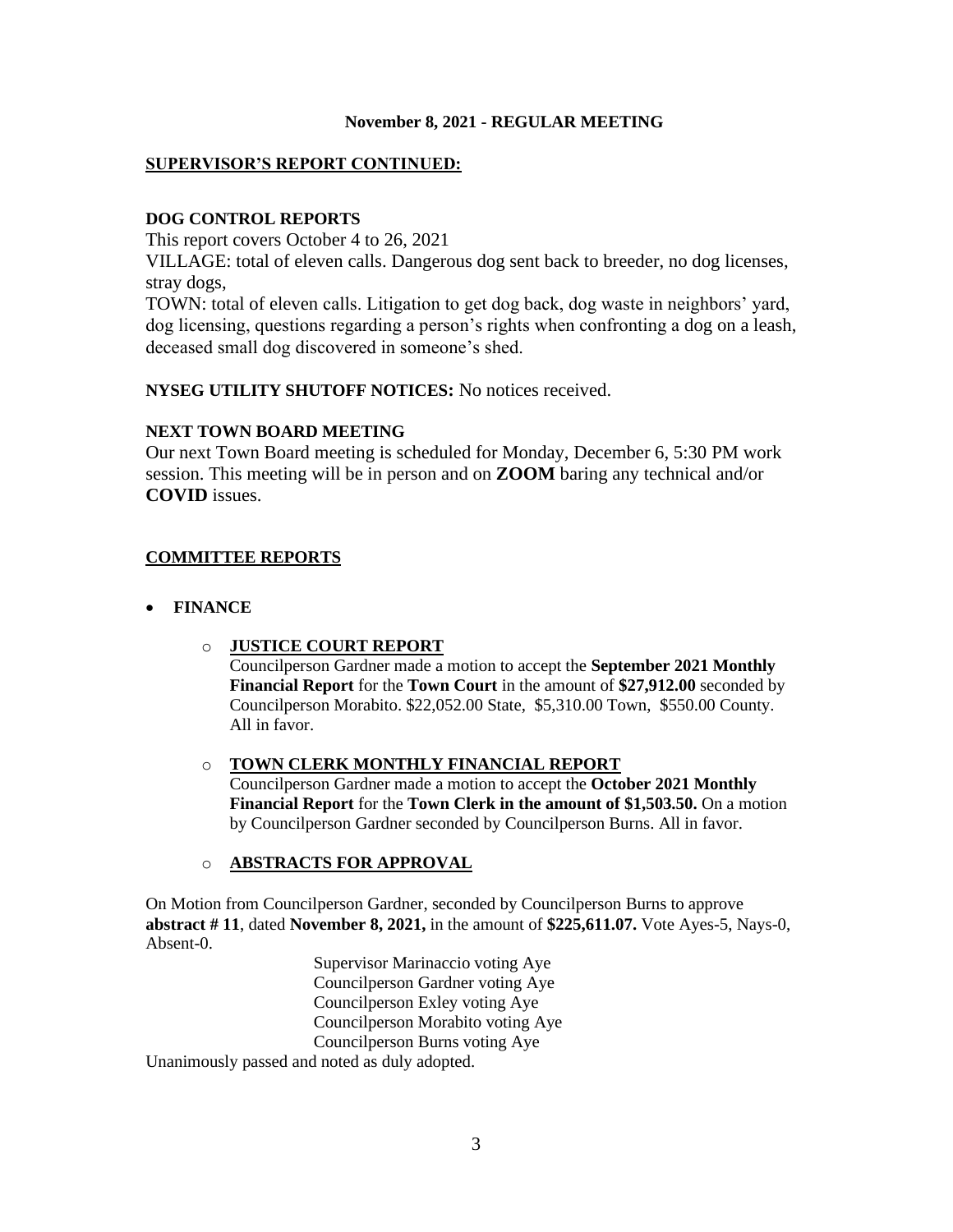**November 8, 2021 - REGULAR MEETING**

## SUPERVISOR'S REPORT CONTINUED:

### DOG CONTROL REPORTS

This report covers October 4 to 26, 2021

VILLAGE: total of eleven calls. Dangerous dog sent back to breeder, no dog licenses, stray dogs,

TOWN: total of eleven calls. Litigation to get dog back, dog waste in neighbors' yard, dog licensing, questions regarding a person's rights when confronting a dog on a leash, deceased small dog discovered in someone's shed.

**NYSEG UTILITY SHUTOFF NOTICES:** No notices received.

### NEXT TOWN BOARD MEETING

Our next Town Board meeting is scheduled for Monday, December 6, 5:30 PM work session. This meeting will be in person and on **ZOOM** baring any technical and/or **COVID** issues.

## COMMITTEE REPORTS

- **FINANCE**
  - **JUSTICE COURT REPORT**
    Councilperson Gardner made a motion to accept the **September 2021 Monthly Financial Report** for the **Town Court** in the amount of **$27,912.00** seconded by Councilperson Morabito. $22,052.00 State, $5,310.00 Town, $550.00 County. All in favor.
  - **TOWN CLERK MONTHLY FINANCIAL REPORT**
    Councilperson Gardner made a motion to accept the **October 2021 Monthly Financial Report** for the **Town Clerk in the amount of $1,503.50.** On a motion by Councilperson Gardner seconded by Councilperson Burns. All in favor.
  - **ABSTRACTS FOR APPROVAL**

On Motion from Councilperson Gardner, seconded by Councilperson Burns to approve **abstract # 11**, dated **November 8, 2021,** in the amount of **$225,611.07.** Vote Ayes-5, Nays-0, Absent-0.

Supervisor Marinaccio voting Aye
Councilperson Gardner voting Aye
Councilperson Exley voting Aye
Councilperson Morabito voting Aye
Councilperson Burns voting Aye

Unanimously passed and noted as duly adopted.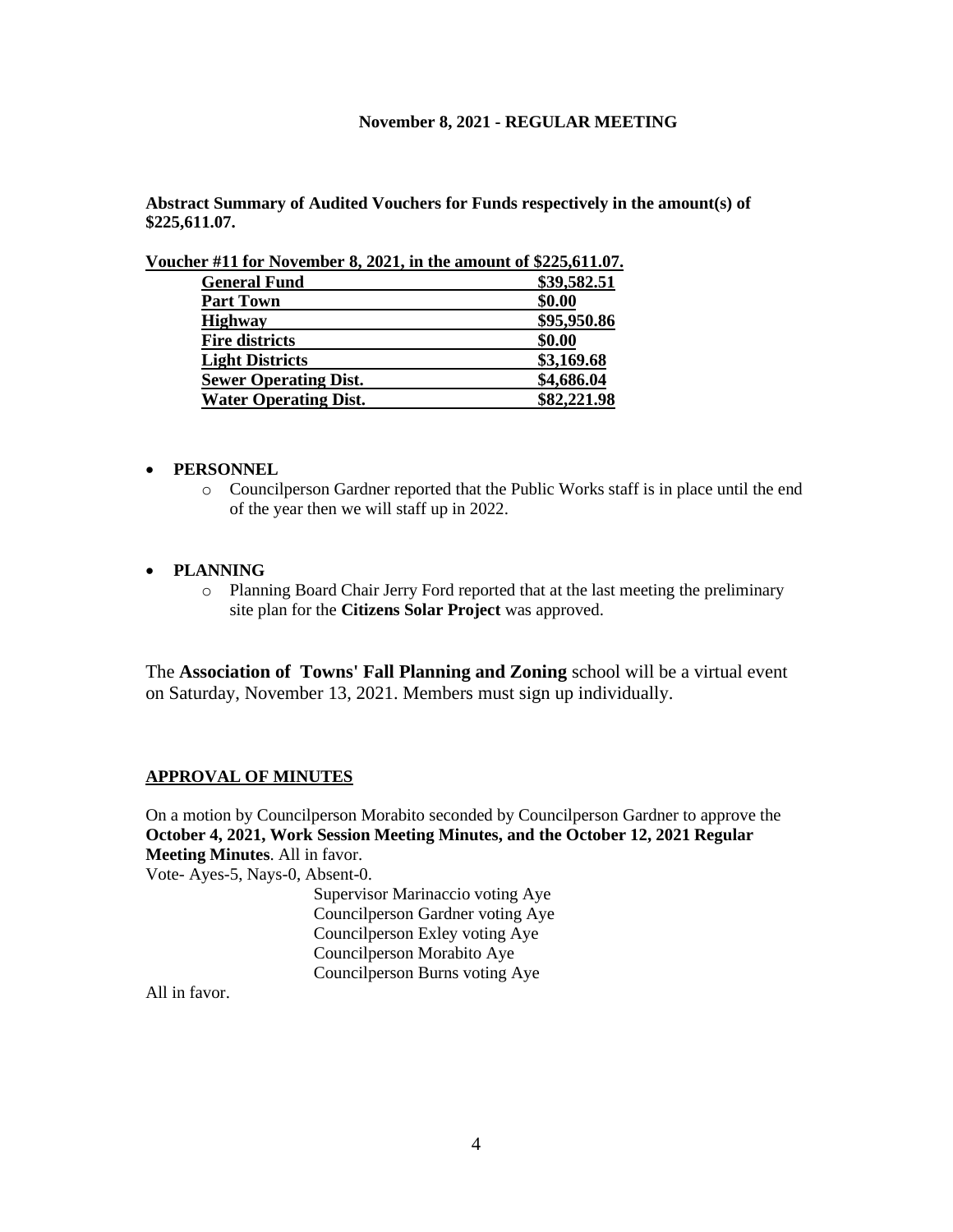**November 8, 2021 - REGULAR MEETING**

**Abstract Summary of Audited Vouchers for Funds respectively in the amount(s) of $225,611.07.**

**Voucher #11 for November 8, 2021, in the amount of $225,611.07.**

| | |
|---|---|
| **General Fund** | **$39,582.51** |
| **Part Town** | **$0.00** |
| **Highway** | **$95,950.86** |
| **Fire districts** | **$0.00** |
| **Light Districts** | **$3,169.68** |
| **Sewer Operating Dist.** | **$4,686.04** |
| **Water Operating Dist.** | **$82,221.98** |

- **PERSONNEL**
  - Councilperson Gardner reported that the Public Works staff is in place until the end of the year then we will staff up in 2022.

- **PLANNING**
  - Planning Board Chair Jerry Ford reported that at the last meeting the preliminary site plan for the **Citizens Solar Project** was approved.

The **Association of Towns' Fall Planning and Zoning** school will be a virtual event on Saturday, November 13, 2021. Members must sign up individually.

**APPROVAL OF MINUTES**

On a motion by Councilperson Morabito seconded by Councilperson Gardner to approve the **October 4, 2021, Work Session Meeting Minutes, and the October 12, 2021 Regular Meeting Minutes**. All in favor.

Vote- Ayes-5, Nays-0, Absent-0.

Supervisor Marinaccio voting Aye
Councilperson Gardner voting Aye
Councilperson Exley voting Aye
Councilperson Morabito Aye
Councilperson Burns voting Aye

All in favor.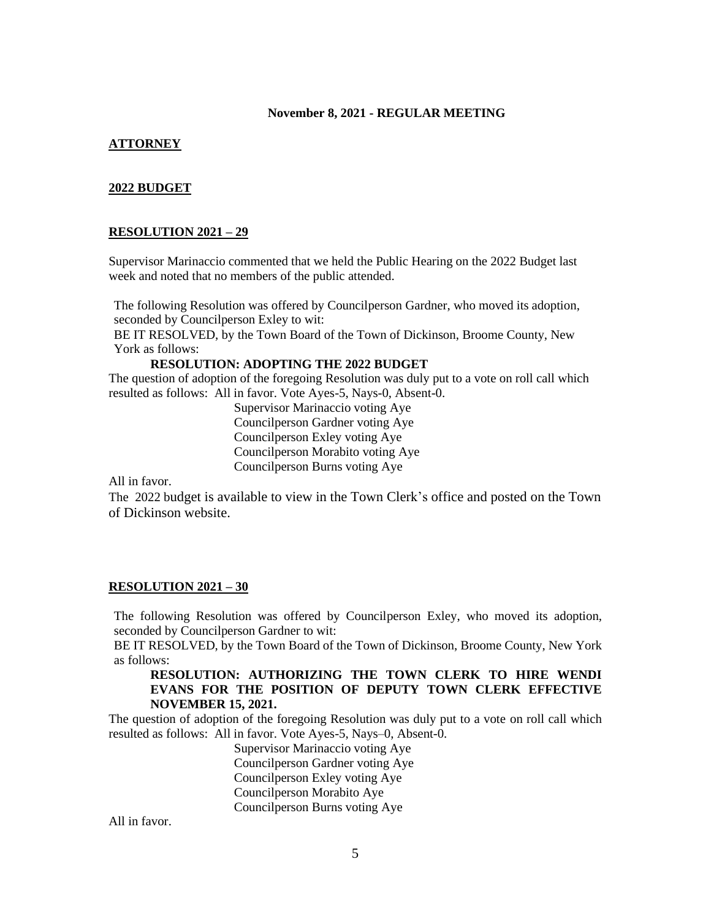**November 8, 2021 - REGULAR MEETING**

**ATTORNEY**

**2022 BUDGET**

**RESOLUTION 2021 – 29**

Supervisor Marinaccio commented that we held the Public Hearing on the 2022 Budget last week and noted that no members of the public attended.

The following Resolution was offered by Councilperson Gardner, who moved its adoption, seconded by Councilperson Exley to wit:

BE IT RESOLVED, by the Town Board of the Town of Dickinson, Broome County, New York as follows:

**RESOLUTION: ADOPTING THE 2022 BUDGET**

The question of adoption of the foregoing Resolution was duly put to a vote on roll call which resulted as follows: All in favor. Vote Ayes-5, Nays-0, Absent-0.

Supervisor Marinaccio voting Aye
Councilperson Gardner voting Aye
Councilperson Exley voting Aye
Councilperson Morabito voting Aye
Councilperson Burns voting Aye

All in favor.

The 2022 budget is available to view in the Town Clerk's office and posted on the Town of Dickinson website.

**RESOLUTION 2021 – 30**

The following Resolution was offered by Councilperson Exley, who moved its adoption, seconded by Councilperson Gardner to wit:

BE IT RESOLVED, by the Town Board of the Town of Dickinson, Broome County, New York as follows:

**RESOLUTION: AUTHORIZING THE TOWN CLERK TO HIRE WENDI EVANS FOR THE POSITION OF DEPUTY TOWN CLERK EFFECTIVE NOVEMBER 15, 2021.**

The question of adoption of the foregoing Resolution was duly put to a vote on roll call which resulted as follows: All in favor. Vote Ayes-5, Nays–0, Absent-0.

Supervisor Marinaccio voting Aye
Councilperson Gardner voting Aye
Councilperson Exley voting Aye
Councilperson Morabito Aye
Councilperson Burns voting Aye

All in favor.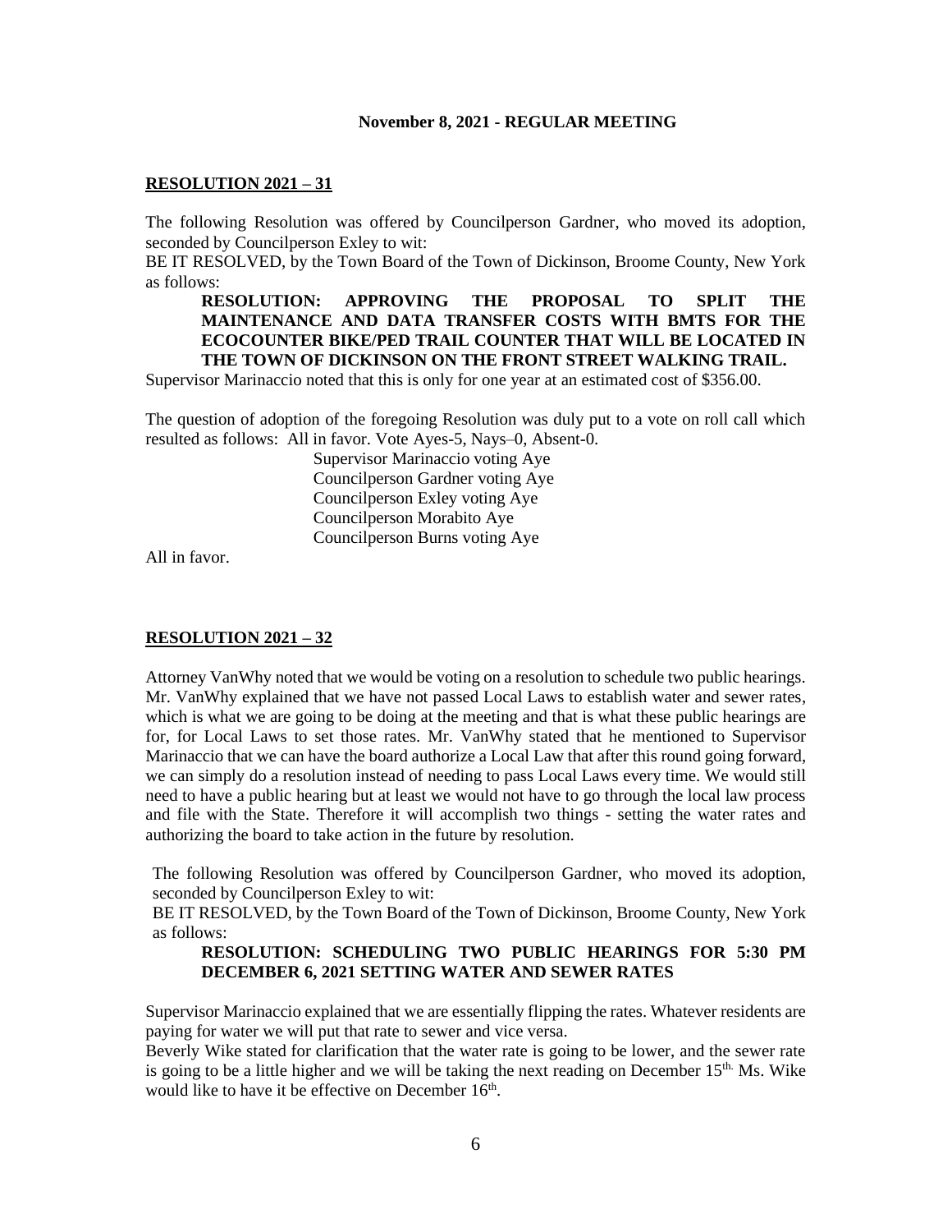**November 8, 2021 - REGULAR MEETING**

**RESOLUTION 2021 – 31**

The following Resolution was offered by Councilperson Gardner, who moved its adoption, seconded by Councilperson Exley to wit:

BE IT RESOLVED, by the Town Board of the Town of Dickinson, Broome County, New York as follows:

> **RESOLUTION: APPROVING THE PROPOSAL TO SPLIT THE MAINTENANCE AND DATA TRANSFER COSTS WITH BMTS FOR THE ECOCOUNTER BIKE/PED TRAIL COUNTER THAT WILL BE LOCATED IN THE TOWN OF DICKINSON ON THE FRONT STREET WALKING TRAIL.**

Supervisor Marinaccio noted that this is only for one year at an estimated cost of $356.00.

The question of adoption of the foregoing Resolution was duly put to a vote on roll call which resulted as follows: All in favor. Vote Ayes-5, Nays–0, Absent-0.

Supervisor Marinaccio voting Aye
Councilperson Gardner voting Aye
Councilperson Exley voting Aye
Councilperson Morabito Aye
Councilperson Burns voting Aye

All in favor.

**RESOLUTION 2021 – 32**

Attorney VanWhy noted that we would be voting on a resolution to schedule two public hearings. Mr. VanWhy explained that we have not passed Local Laws to establish water and sewer rates, which is what we are going to be doing at the meeting and that is what these public hearings are for, for Local Laws to set those rates. Mr. VanWhy stated that he mentioned to Supervisor Marinaccio that we can have the board authorize a Local Law that after this round going forward, we can simply do a resolution instead of needing to pass Local Laws every time. We would still need to have a public hearing but at least we would not have to go through the local law process and file with the State. Therefore it will accomplish two things - setting the water rates and authorizing the board to take action in the future by resolution.

The following Resolution was offered by Councilperson Gardner, who moved its adoption, seconded by Councilperson Exley to wit:

BE IT RESOLVED, by the Town Board of the Town of Dickinson, Broome County, New York as follows:

> **RESOLUTION: SCHEDULING TWO PUBLIC HEARINGS FOR 5:30 PM DECEMBER 6, 2021 SETTING WATER AND SEWER RATES**

Supervisor Marinaccio explained that we are essentially flipping the rates. Whatever residents are paying for water we will put that rate to sewer and vice versa.

Beverly Wike stated for clarification that the water rate is going to be lower, and the sewer rate is going to be a little higher and we will be taking the next reading on December 15th. Ms. Wike would like to have it be effective on December 16th.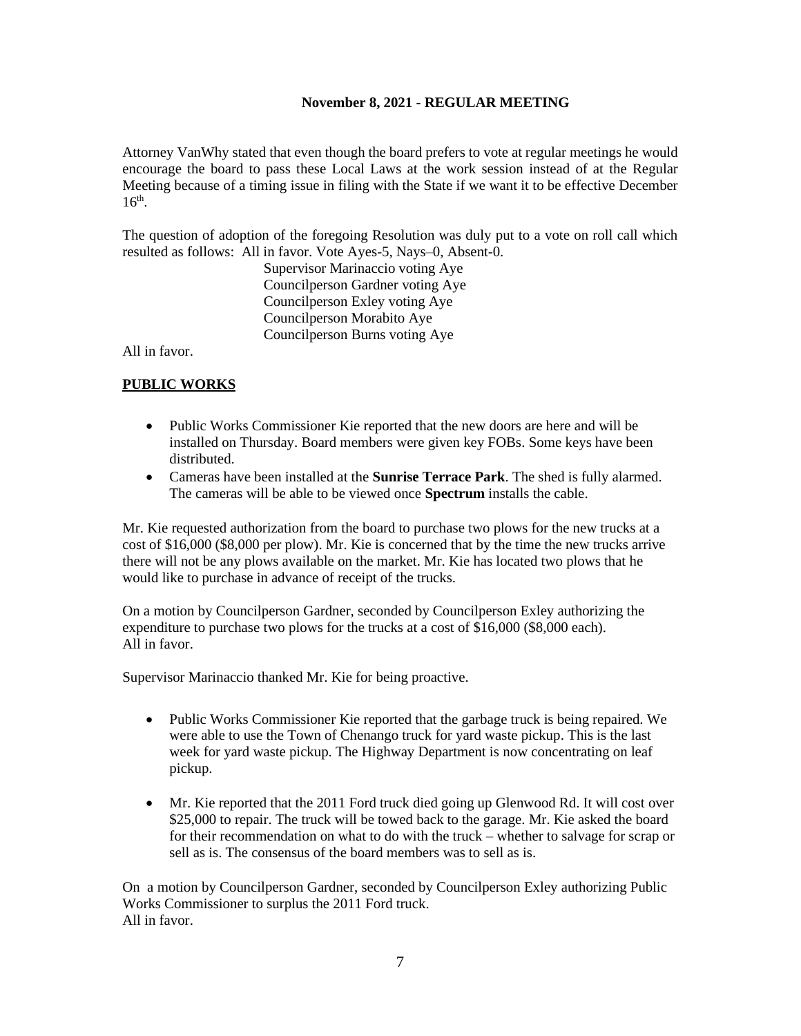**November 8, 2021 - REGULAR MEETING**

Attorney VanWhy stated that even though the board prefers to vote at regular meetings he would encourage the board to pass these Local Laws at the work session instead of at the Regular Meeting because of a timing issue in filing with the State if we want it to be effective December 16th.

The question of adoption of the foregoing Resolution was duly put to a vote on roll call which resulted as follows: All in favor. Vote Ayes-5, Nays–0, Absent-0.

Supervisor Marinaccio voting Aye
Councilperson Gardner voting Aye
Councilperson Exley voting Aye
Councilperson Morabito Aye
Councilperson Burns voting Aye

All in favor.

**PUBLIC WORKS**

- Public Works Commissioner Kie reported that the new doors are here and will be installed on Thursday. Board members were given key FOBs. Some keys have been distributed.
- Cameras have been installed at the **Sunrise Terrace Park**. The shed is fully alarmed. The cameras will be able to be viewed once **Spectrum** installs the cable.

Mr. Kie requested authorization from the board to purchase two plows for the new trucks at a cost of $16,000 ($8,000 per plow). Mr. Kie is concerned that by the time the new trucks arrive there will not be any plows available on the market. Mr. Kie has located two plows that he would like to purchase in advance of receipt of the trucks.

On a motion by Councilperson Gardner, seconded by Councilperson Exley authorizing the expenditure to purchase two plows for the trucks at a cost of $16,000 ($8,000 each).
All in favor.

Supervisor Marinaccio thanked Mr. Kie for being proactive.

- Public Works Commissioner Kie reported that the garbage truck is being repaired. We were able to use the Town of Chenango truck for yard waste pickup. This is the last week for yard waste pickup. The Highway Department is now concentrating on leaf pickup.
- Mr. Kie reported that the 2011 Ford truck died going up Glenwood Rd. It will cost over $25,000 to repair. The truck will be towed back to the garage. Mr. Kie asked the board for their recommendation on what to do with the truck – whether to salvage for scrap or sell as is. The consensus of the board members was to sell as is.

On a motion by Councilperson Gardner, seconded by Councilperson Exley authorizing Public Works Commissioner to surplus the 2011 Ford truck.
All in favor.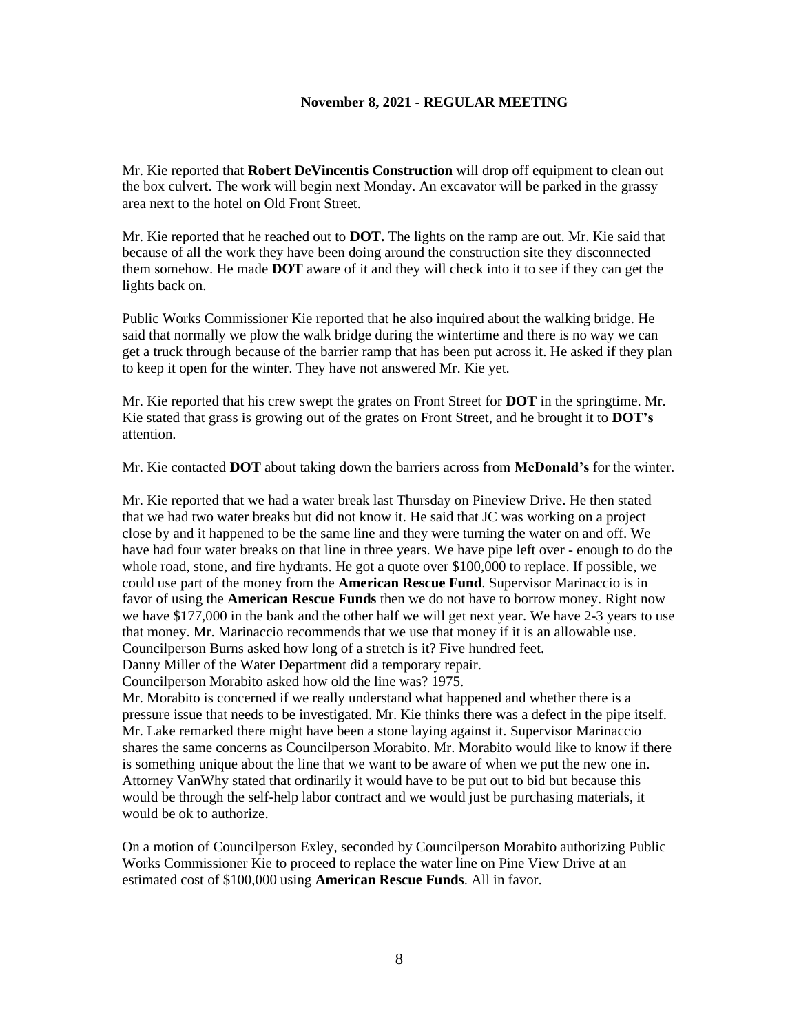**November 8, 2021 - REGULAR MEETING**

Mr. Kie reported that **Robert DeVincentis Construction** will drop off equipment to clean out the box culvert. The work will begin next Monday. An excavator will be parked in the grassy area next to the hotel on Old Front Street.

Mr. Kie reported that he reached out to **DOT.** The lights on the ramp are out. Mr. Kie said that because of all the work they have been doing around the construction site they disconnected them somehow. He made **DOT** aware of it and they will check into it to see if they can get the lights back on.

Public Works Commissioner Kie reported that he also inquired about the walking bridge. He said that normally we plow the walk bridge during the wintertime and there is no way we can get a truck through because of the barrier ramp that has been put across it. He asked if they plan to keep it open for the winter. They have not answered Mr. Kie yet.

Mr. Kie reported that his crew swept the grates on Front Street for **DOT** in the springtime. Mr. Kie stated that grass is growing out of the grates on Front Street, and he brought it to **DOT's** attention.

Mr. Kie contacted **DOT** about taking down the barriers across from **McDonald's** for the winter.

Mr. Kie reported that we had a water break last Thursday on Pineview Drive. He then stated that we had two water breaks but did not know it. He said that JC was working on a project close by and it happened to be the same line and they were turning the water on and off. We have had four water breaks on that line in three years. We have pipe left over - enough to do the whole road, stone, and fire hydrants. He got a quote over $100,000 to replace. If possible, we could use part of the money from the **American Rescue Fund**. Supervisor Marinaccio is in favor of using the **American Rescue Funds** then we do not have to borrow money. Right now we have $177,000 in the bank and the other half we will get next year. We have 2-3 years to use that money. Mr. Marinaccio recommends that we use that money if it is an allowable use.
Councilperson Burns asked how long of a stretch is it? Five hundred feet.
Danny Miller of the Water Department did a temporary repair.
Councilperson Morabito asked how old the line was? 1975.
Mr. Morabito is concerned if we really understand what happened and whether there is a pressure issue that needs to be investigated. Mr. Kie thinks there was a defect in the pipe itself. Mr. Lake remarked there might have been a stone laying against it. Supervisor Marinaccio shares the same concerns as Councilperson Morabito. Mr. Morabito would like to know if there is something unique about the line that we want to be aware of when we put the new one in. Attorney VanWhy stated that ordinarily it would have to be put out to bid but because this would be through the self-help labor contract and we would just be purchasing materials, it would be ok to authorize.

On a motion of Councilperson Exley, seconded by Councilperson Morabito authorizing Public Works Commissioner Kie to proceed to replace the water line on Pine View Drive at an estimated cost of $100,000 using **American Rescue Funds**. All in favor.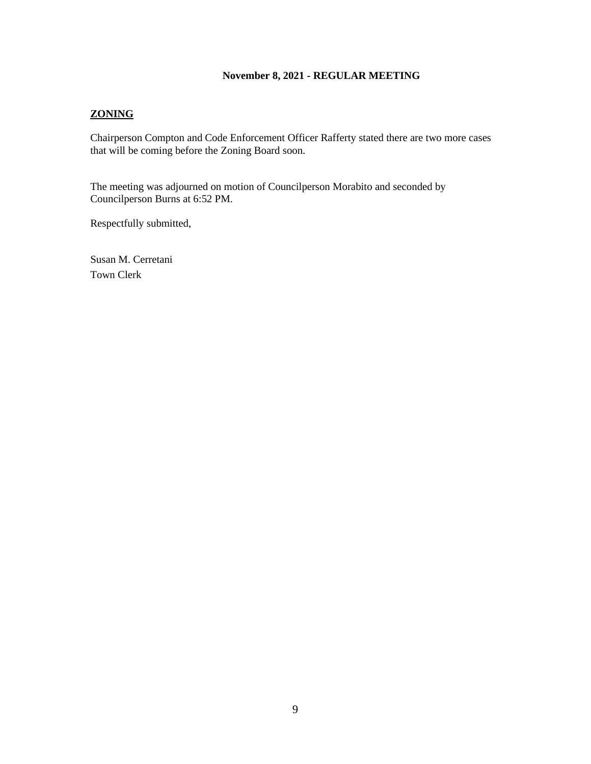**November 8, 2021 - REGULAR MEETING**

## ZONING

Chairperson Compton and Code Enforcement Officer Rafferty stated there are two more cases that will be coming before the Zoning Board soon.

The meeting was adjourned on motion of Councilperson Morabito and seconded by Councilperson Burns at 6:52 PM.

Respectfully submitted,

Susan M. Cerretani
Town Clerk